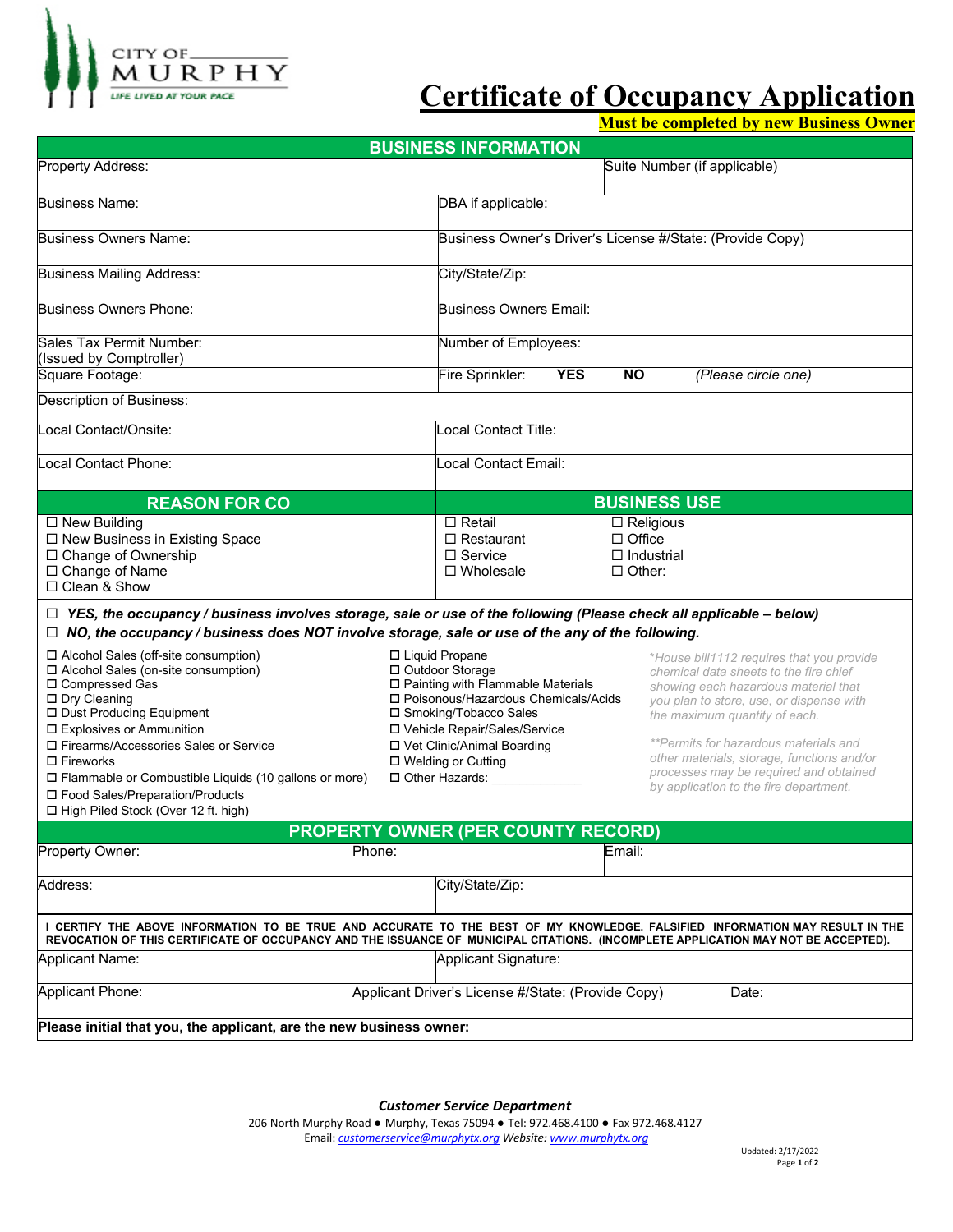CITY OF MURPHY
LIFE LIVED AT YOUR PACE

# Certificate of Occupancy Application

**Must be completed by new Business Owner**

## BUSINESS INFORMATION

| | |
|---|---|
| Property Address: | Suite Number (if applicable) |
| Business Name: | DBA if applicable: |
| Business Owners Name: | Business Owner's Driver's License #/State: (Provide Copy) |
| Business Mailing Address: | City/State/Zip: |
| Business Owners Phone: | Business Owners Email: |
| Sales Tax Permit Number: (Issued by Comptroller) | Number of Employees: |
| Square Footage: | Fire Sprinkler: **YES** **NO** *(Please circle one)* |
| Description of Business: | |
| Local Contact/Onsite: | Local Contact Title: |
| Local Contact Phone: | Local Contact Email: |

| REASON FOR CO | BUSINESS USE | |
|---|---|---|
| ☐ New Building | ☐ Retail | ☐ Religious |
| ☐ New Business in Existing Space | ☐ Restaurant | ☐ Office |
| ☐ Change of Ownership | ☐ Service | ☐ Industrial |
| ☐ Change of Name | ☐ Wholesale | ☐ Other: |
| ☐ Clean & Show | | |

☐ ***YES, the occupancy / business involves storage, sale or use of the following (Please check all applicable – below)***
☐ ***NO, the occupancy / business does NOT involve storage, sale or use of the any of the following.***

☐ Alcohol Sales (off-site consumption)
☐ Alcohol Sales (on-site consumption)
☐ Compressed Gas
☐ Dry Cleaning
☐ Dust Producing Equipment
☐ Explosives or Ammunition
☐ Firearms/Accessories Sales or Service
☐ Fireworks
☐ Flammable or Combustible Liquids (10 gallons or more)
☐ Food Sales/Preparation/Products
☐ High Piled Stock (Over 12 ft. high)
☐ Liquid Propane
☐ Outdoor Storage
☐ Painting with Flammable Materials
☐ Poisonous/Hazardous Chemicals/Acids
☐ Smoking/Tobacco Sales
☐ Vehicle Repair/Sales/Service
☐ Vet Clinic/Animal Boarding
☐ Welding or Cutting
☐ Other Hazards: ____________

*\*House bill1112 requires that you provide chemical data sheets to the fire chief showing each hazardous material that you plan to store, use, or dispense with the maximum quantity of each.*

*\*\*Permits for hazardous materials and other materials, storage, functions and/or processes may be required and obtained by application to the fire department.*

## PROPERTY OWNER (PER COUNTY RECORD)

| | | |
|---|---|---|
| Property Owner: | Phone: | Email: |
| Address: | City/State/Zip: | |

**I CERTIFY THE ABOVE INFORMATION TO BE TRUE AND ACCURATE TO THE BEST OF MY KNOWLEDGE. FALSIFIED INFORMATION MAY RESULT IN THE REVOCATION OF THIS CERTIFICATE OF OCCUPANCY AND THE ISSUANCE OF MUNICIPAL CITATIONS. (INCOMPLETE APPLICATION MAY NOT BE ACCEPTED).**

| | | |
|---|---|---|
| Applicant Name: | Applicant Signature: | |
| Applicant Phone: | Applicant Driver's License #/State: (Provide Copy) | Date: |

**Please initial that you, the applicant, are the new business owner:**

***Customer Service Department***
206 North Murphy Road ● Murphy, Texas 75094 ● Tel: 972.468.4100 ● Fax 972.468.4127
Email: *customerservice@murphytx.org* Website: *www.murphytx.org*

Updated: 2/17/2022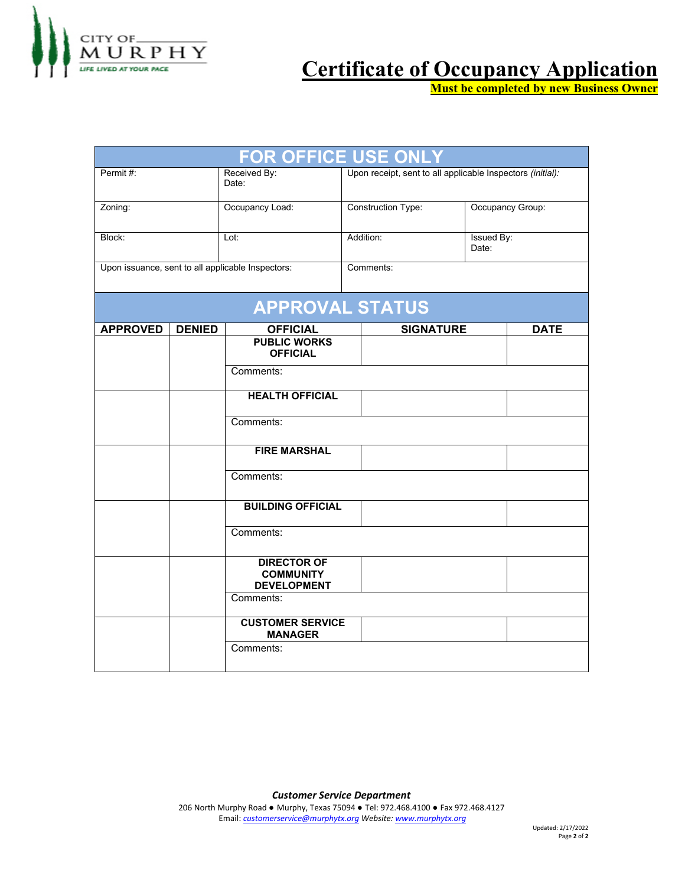# Certificate of Occupancy Application

**Must be completed by new Business Owner**

| FOR OFFICE USE ONLY | | | |
|---|---|---|---|
| Permit #: | Received By:<br>Date: | Upon receipt, sent to all applicable Inspectors *(initial)*: | |
| Zoning: | Occupancy Load: | Construction Type: | Occupancy Group: |
| Block: | Lot: | Addition: | Issued By:<br>Date: |
| Upon issuance, sent to all applicable Inspectors: | | Comments: | |

| APPROVAL STATUS | | | | |
|---|---|---|---|---|
| **APPROVED** | **DENIED** | **OFFICIAL** | **SIGNATURE** | **DATE** |
| | | **PUBLIC WORKS OFFICIAL** | | |
| | | Comments: | | |
| | | **HEALTH OFFICIAL** | | |
| | | Comments: | | |
| | | **FIRE MARSHAL** | | |
| | | Comments: | | |
| | | **BUILDING OFFICIAL** | | |
| | | Comments: | | |
| | | **DIRECTOR OF COMMUNITY DEVELOPMENT** | | |
| | | Comments: | | |
| | | **CUSTOMER SERVICE MANAGER** | | |
| | | Comments: | | |

***Customer Service Department***

206 North Murphy Road ● Murphy, Texas 75094 ● Tel: 972.468.4100 ● Fax 972.468.4127
Email: *customerservice@murphytx.org* Website: *www.murphytx.org*

Updated: 2/17/2022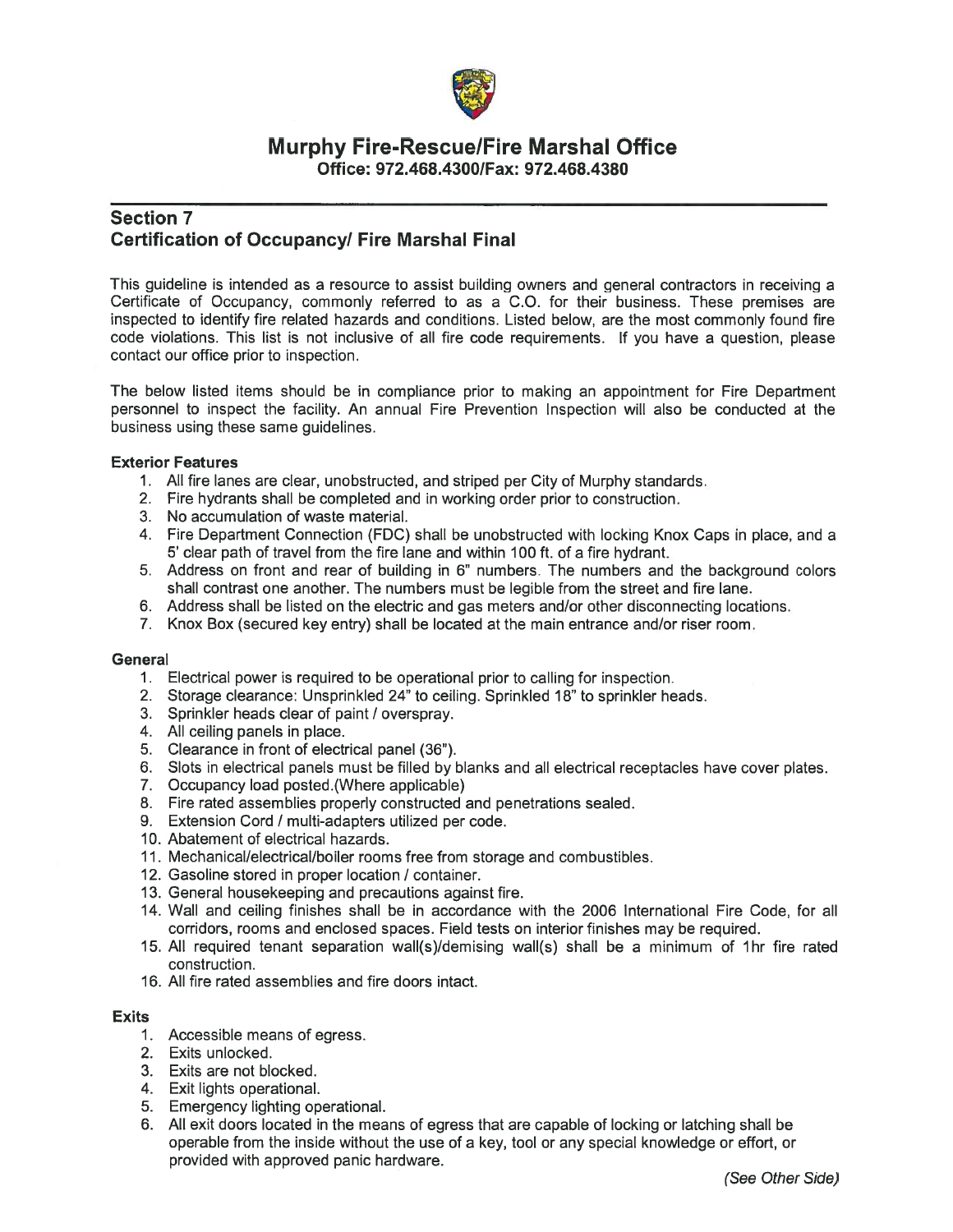# Murphy Fire-Rescue/Fire Marshal Office

**Office: 972.468.4300/Fax: 972.468.4380**

## Section 7
## Certification of Occupancy/ Fire Marshal Final

This guideline is intended as a resource to assist building owners and general contractors in receiving a Certificate of Occupancy, commonly referred to as a C.O. for their business. These premises are inspected to identify fire related hazards and conditions. Listed below, are the most commonly found fire code violations. This list is not inclusive of all fire code requirements. If you have a question, please contact our office prior to inspection.

The below listed items should be in compliance prior to making an appointment for Fire Department personnel to inspect the facility. An annual Fire Prevention Inspection will also be conducted at the business using these same guidelines.

### Exterior Features

1. All fire lanes are clear, unobstructed, and striped per City of Murphy standards.
2. Fire hydrants shall be completed and in working order prior to construction.
3. No accumulation of waste material.
4. Fire Department Connection (FDC) shall be unobstructed with locking Knox Caps in place, and a 5' clear path of travel from the fire lane and within 100 ft. of a fire hydrant.
5. Address on front and rear of building in 6" numbers. The numbers and the background colors shall contrast one another. The numbers must be legible from the street and fire lane.
6. Address shall be listed on the electric and gas meters and/or other disconnecting locations.
7. Knox Box (secured key entry) shall be located at the main entrance and/or riser room.

### General

1. Electrical power is required to be operational prior to calling for inspection.
2. Storage clearance: Unsprinkled 24" to ceiling. Sprinkled 18" to sprinkler heads.
3. Sprinkler heads clear of paint / overspray.
4. All ceiling panels in place.
5. Clearance in front of electrical panel (36").
6. Slots in electrical panels must be filled by blanks and all electrical receptacles have cover plates.
7. Occupancy load posted.(Where applicable)
8. Fire rated assemblies properly constructed and penetrations sealed.
9. Extension Cord / multi-adapters utilized per code.
10. Abatement of electrical hazards.
11. Mechanical/electrical/boiler rooms free from storage and combustibles.
12. Gasoline stored in proper location / container.
13. General housekeeping and precautions against fire.
14. Wall and ceiling finishes shall be in accordance with the 2006 International Fire Code, for all corridors, rooms and enclosed spaces. Field tests on interior finishes may be required.
15. All required tenant separation wall(s)/demising wall(s) shall be a minimum of 1hr fire rated construction.
16. All fire rated assemblies and fire doors intact.

### Exits

1. Accessible means of egress.
2. Exits unlocked.
3. Exits are not blocked.
4. Exit lights operational.
5. Emergency lighting operational.
6. All exit doors located in the means of egress that are capable of locking or latching shall be operable from the inside without the use of a key, tool or any special knowledge or effort, or provided with approved panic hardware.

*(See Other Side)*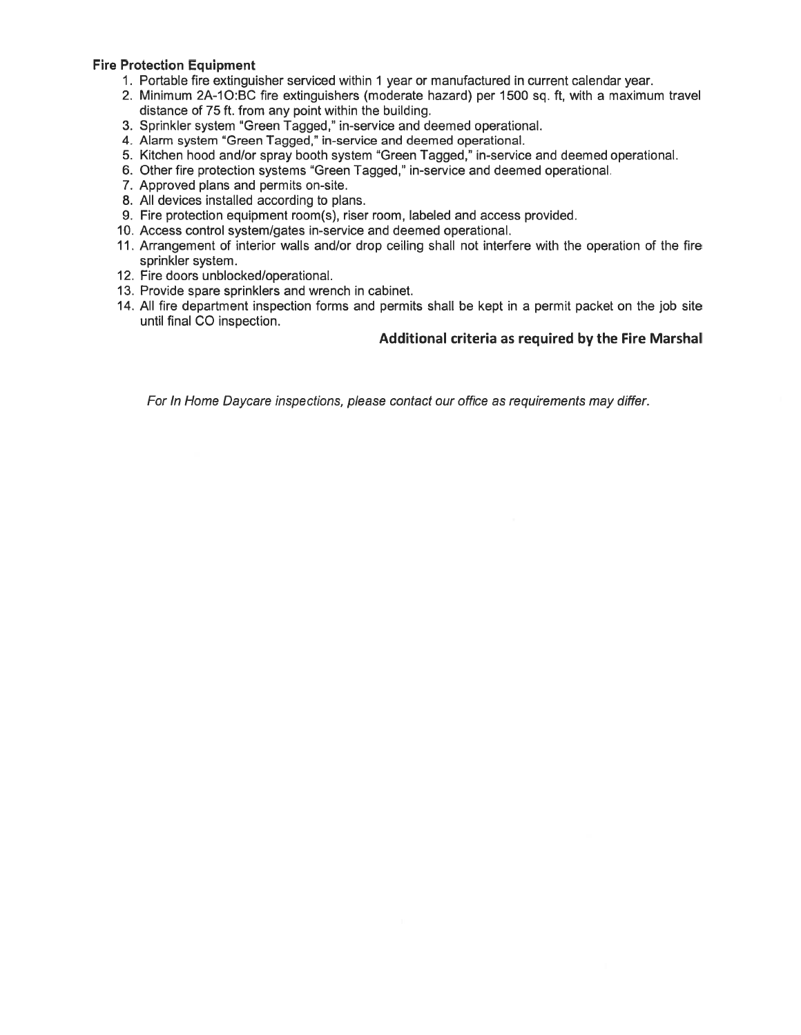**Fire Protection Equipment**

1. Portable fire extinguisher serviced within 1 year or manufactured in current calendar year.
2. Minimum 2A-10:BC fire extinguishers (moderate hazard) per 1500 sq. ft, with a maximum travel distance of 75 ft. from any point within the building.
3. Sprinkler system "Green Tagged," in-service and deemed operational.
4. Alarm system "Green Tagged," in-service and deemed operational.
5. Kitchen hood and/or spray booth system "Green Tagged," in-service and deemed operational.
6. Other fire protection systems "Green Tagged," in-service and deemed operational.
7. Approved plans and permits on-site.
8. All devices installed according to plans.
9. Fire protection equipment room(s), riser room, labeled and access provided.
10. Access control system/gates in-service and deemed operational.
11. Arrangement of interior walls and/or drop ceiling shall not interfere with the operation of the fire sprinkler system.
12. Fire doors unblocked/operational.
13. Provide spare sprinklers and wrench in cabinet.
14. All fire department inspection forms and permits shall be kept in a permit packet on the job site until final CO inspection.

**Additional criteria as required by the Fire Marshal**

*For In Home Daycare inspections, please contact our office as requirements may differ.*